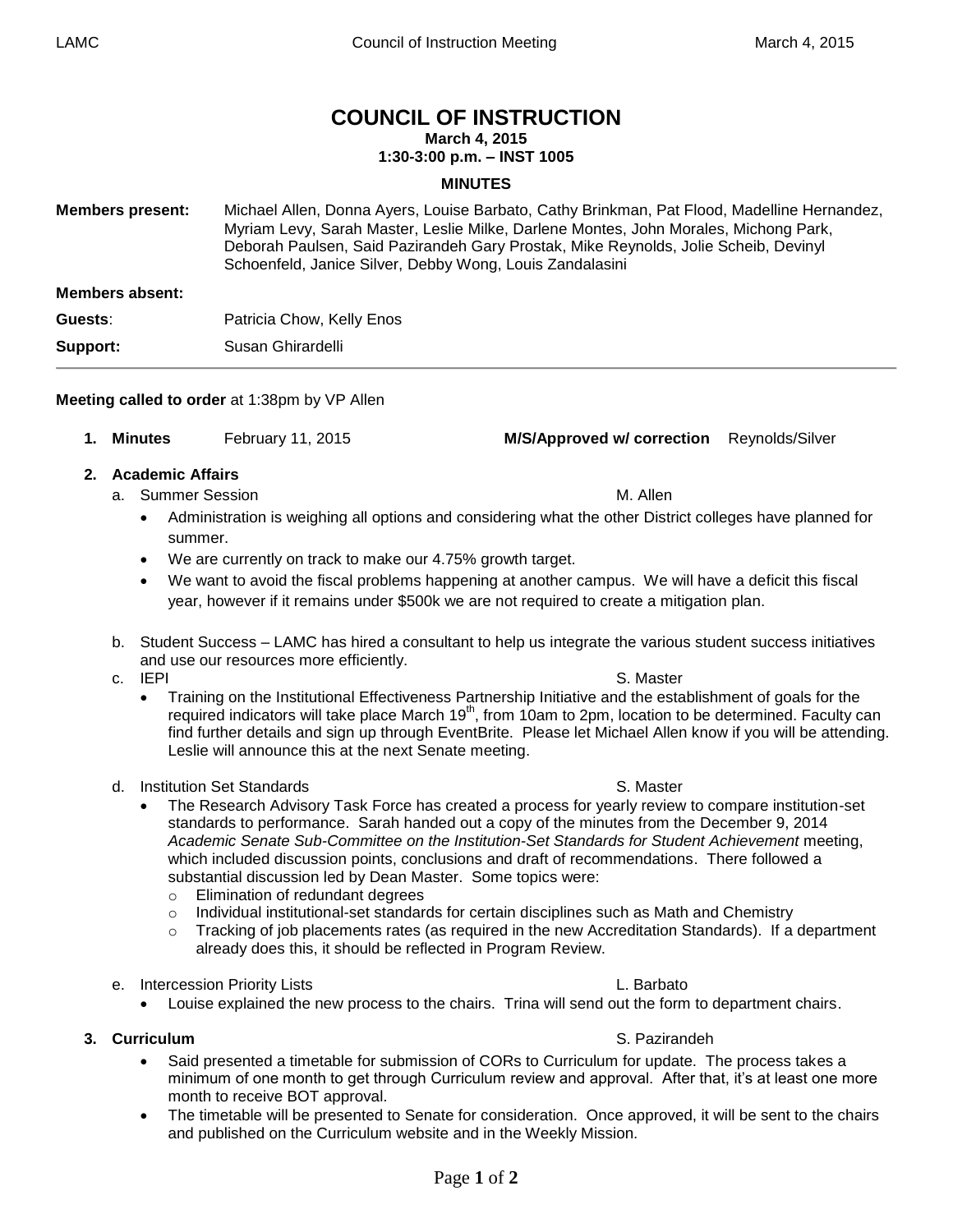# COUNCIL OF INSTRUCTION

**March 4, 2015**
**1:30-3:00 p.m. – INST 1005**

**MINUTES**

**Members present:** Michael Allen, Donna Ayers, Louise Barbato, Cathy Brinkman, Pat Flood, Madelline Hernandez, Myriam Levy, Sarah Master, Leslie Milke, Darlene Montes, John Morales, Michong Park, Deborah Paulsen, Said Pazirandeh Gary Prostak, Mike Reynolds, Jolie Scheib, Devinyl Schoenfeld, Janice Silver, Debby Wong, Louis Zandalasini

**Members absent:**

**Guests**: Patricia Chow, Kelly Enos

**Support:** Susan Ghirardelli

---

**Meeting called to order** at 1:38pm by VP Allen

1. **Minutes** February 11, 2015 **M/S/Approved w/ correction** Reynolds/Silver

2. **Academic Affairs**
   a. Summer Session — M. Allen
      - Administration is weighing all options and considering what the other District colleges have planned for summer.
      - We are currently on track to make our 4.75% growth target.
      - We want to avoid the fiscal problems happening at another campus. We will have a deficit this fiscal year, however if it remains under $500k we are not required to create a mitigation plan.

   b. Student Success – LAMC has hired a consultant to help us integrate the various student success initiatives and use our resources more efficiently.

   c. IEPI — S. Master
      - Training on the Institutional Effectiveness Partnership Initiative and the establishment of goals for the required indicators will take place March 19th, from 10am to 2pm, location to be determined. Faculty can find further details and sign up through EventBrite. Please let Michael Allen know if you will be attending. Leslie will announce this at the next Senate meeting.

   d. Institution Set Standards — S. Master
      - The Research Advisory Task Force has created a process for yearly review to compare institution-set standards to performance. Sarah handed out a copy of the minutes from the December 9, 2014 *Academic Senate Sub-Committee on the Institution-Set Standards for Student Achievement* meeting, which included discussion points, conclusions and draft of recommendations. There followed a substantial discussion led by Dean Master. Some topics were:
        - Elimination of redundant degrees
        - Individual institutional-set standards for certain disciplines such as Math and Chemistry
        - Tracking of job placements rates (as required in the new Accreditation Standards). If a department already does this, it should be reflected in Program Review.

   e. Intercession Priority Lists — L. Barbato
      - Louise explained the new process to the chairs. Trina will send out the form to department chairs.

3. **Curriculum** — S. Pazirandeh
   - Said presented a timetable for submission of CORs to Curriculum for update. The process takes a minimum of one month to get through Curriculum review and approval. After that, it's at least one more month to receive BOT approval.
   - The timetable will be presented to Senate for consideration. Once approved, it will be sent to the chairs and published on the Curriculum website and in the Weekly Mission.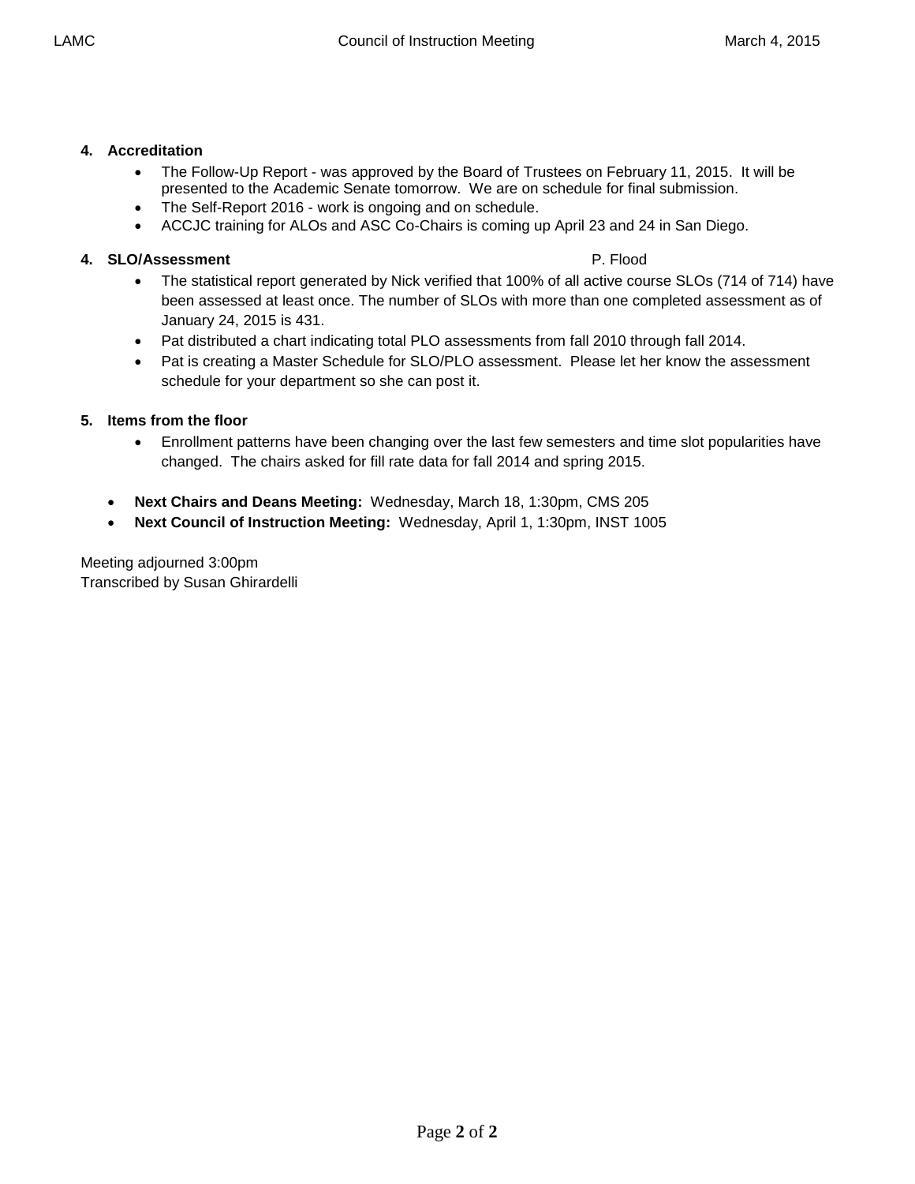**4. Accreditation**

- The Follow-Up Report - was approved by the Board of Trustees on February 11, 2015. It will be presented to the Academic Senate tomorrow. We are on schedule for final submission.
- The Self-Report 2016 - work is ongoing and on schedule.
- ACCJC training for ALOs and ASC Co-Chairs is coming up April 23 and 24 in San Diego.

**4. SLO/Assessment** P. Flood

- The statistical report generated by Nick verified that 100% of all active course SLOs (714 of 714) have been assessed at least once. The number of SLOs with more than one completed assessment as of January 24, 2015 is 431.
- Pat distributed a chart indicating total PLO assessments from fall 2010 through fall 2014.
- Pat is creating a Master Schedule for SLO/PLO assessment. Please let her know the assessment schedule for your department so she can post it.

**5. Items from the floor**

- Enrollment patterns have been changing over the last few semesters and time slot popularities have changed. The chairs asked for fill rate data for fall 2014 and spring 2015.

- **Next Chairs and Deans Meeting:** Wednesday, March 18, 1:30pm, CMS 205
- **Next Council of Instruction Meeting:** Wednesday, April 1, 1:30pm, INST 1005

Meeting adjourned 3:00pm
Transcribed by Susan Ghirardelli